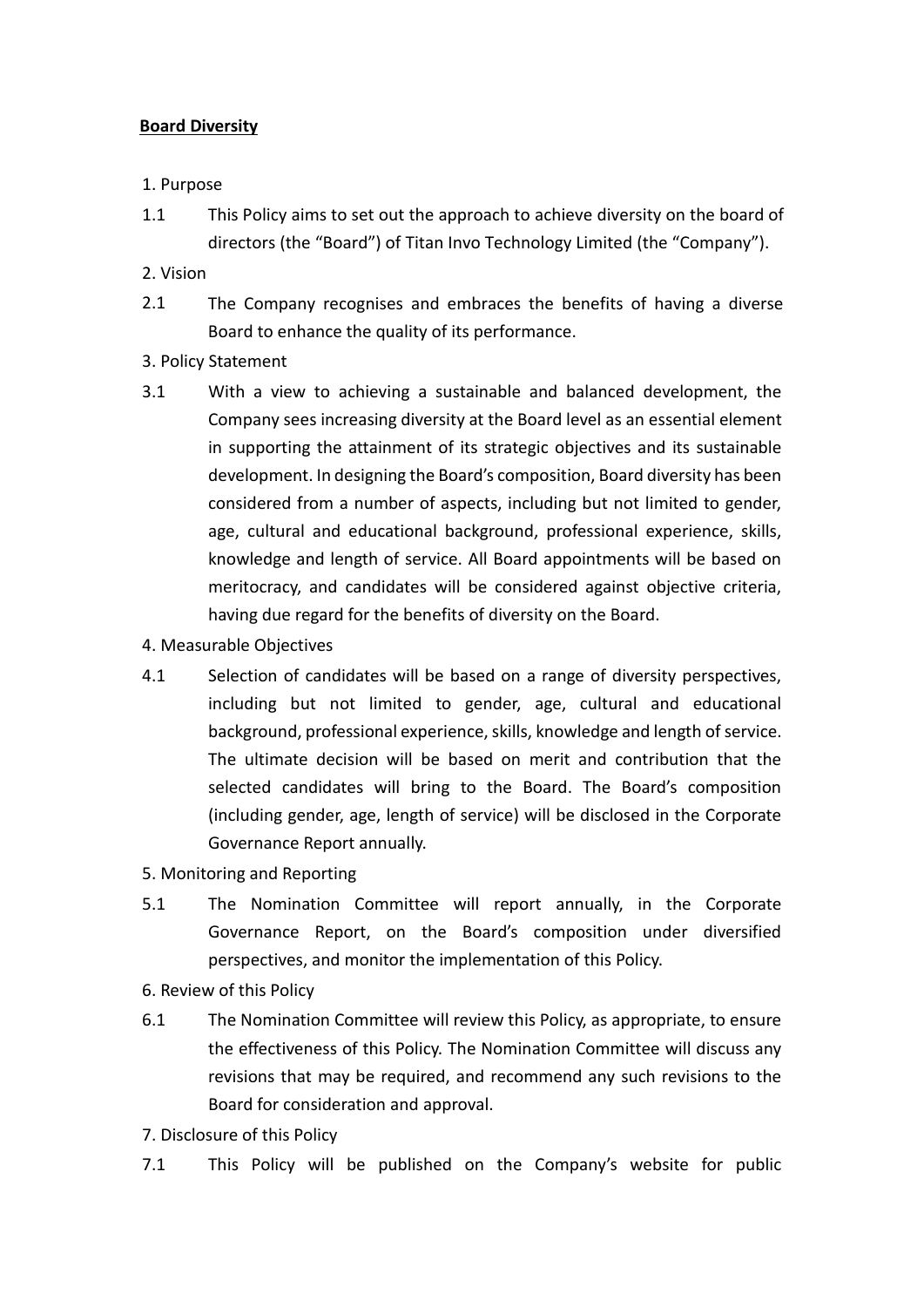**Board Diversity**

1. Purpose

1.1 This Policy aims to set out the approach to achieve diversity on the board of directors (the "Board") of Titan Invo Technology Limited (the "Company").

2. Vision

2.1 The Company recognises and embraces the benefits of having a diverse Board to enhance the quality of its performance.

3. Policy Statement

3.1 With a view to achieving a sustainable and balanced development, the Company sees increasing diversity at the Board level as an essential element in supporting the attainment of its strategic objectives and its sustainable development. In designing the Board's composition, Board diversity has been considered from a number of aspects, including but not limited to gender, age, cultural and educational background, professional experience, skills, knowledge and length of service. All Board appointments will be based on meritocracy, and candidates will be considered against objective criteria, having due regard for the benefits of diversity on the Board.

4. Measurable Objectives

4.1 Selection of candidates will be based on a range of diversity perspectives, including but not limited to gender, age, cultural and educational background, professional experience, skills, knowledge and length of service. The ultimate decision will be based on merit and contribution that the selected candidates will bring to the Board. The Board's composition (including gender, age, length of service) will be disclosed in the Corporate Governance Report annually.

5. Monitoring and Reporting

5.1 The Nomination Committee will report annually, in the Corporate Governance Report, on the Board's composition under diversified perspectives, and monitor the implementation of this Policy.

6. Review of this Policy

6.1 The Nomination Committee will review this Policy, as appropriate, to ensure the effectiveness of this Policy. The Nomination Committee will discuss any revisions that may be required, and recommend any such revisions to the Board for consideration and approval.

7. Disclosure of this Policy

7.1 This Policy will be published on the Company's website for public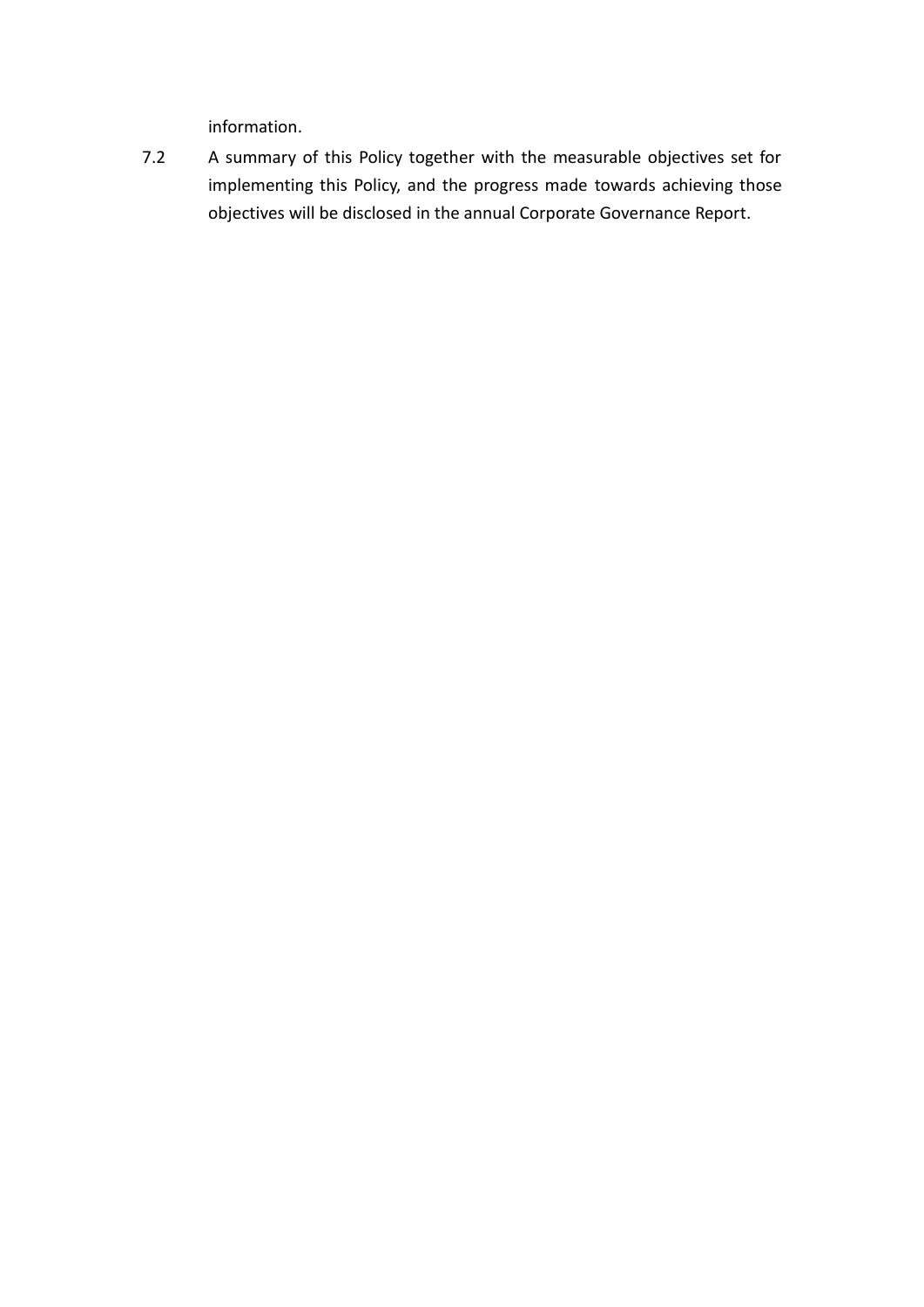information.

7.2 A summary of this Policy together with the measurable objectives set for implementing this Policy, and the progress made towards achieving those objectives will be disclosed in the annual Corporate Governance Report.